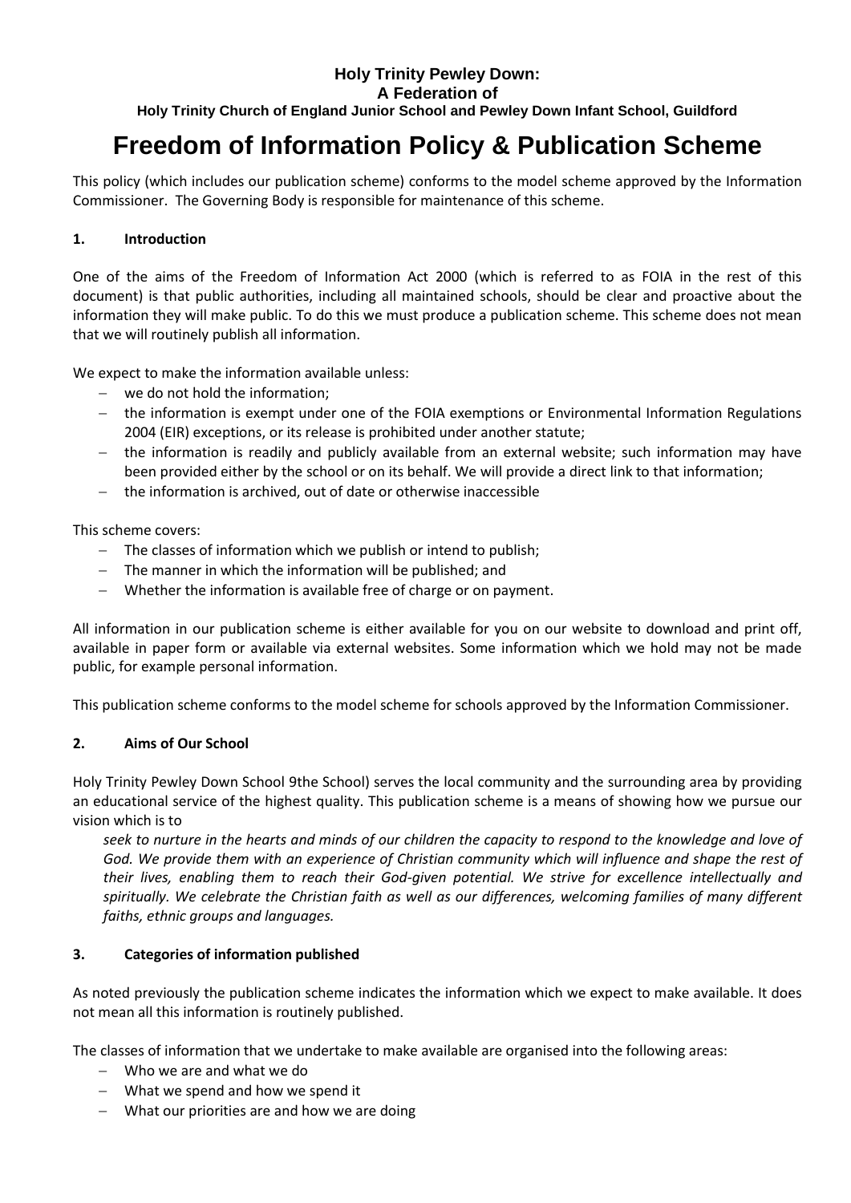**Holy Trinity Pewley Down:**
**A Federation of**
**Holy Trinity Church of England Junior School and Pewley Down Infant School, Guildford**

# Freedom of Information Policy & Publication Scheme

This policy (which includes our publication scheme) conforms to the model scheme approved by the Information Commissioner. The Governing Body is responsible for maintenance of this scheme.

## 1. Introduction

One of the aims of the Freedom of Information Act 2000 (which is referred to as FOIA in the rest of this document) is that public authorities, including all maintained schools, should be clear and proactive about the information they will make public. To do this we must produce a publication scheme. This scheme does not mean that we will routinely publish all information.

We expect to make the information available unless:

- we do not hold the information;
- the information is exempt under one of the FOIA exemptions or Environmental Information Regulations 2004 (EIR) exceptions, or its release is prohibited under another statute;
- the information is readily and publicly available from an external website; such information may have been provided either by the school or on its behalf. We will provide a direct link to that information;
- the information is archived, out of date or otherwise inaccessible

This scheme covers:

- The classes of information which we publish or intend to publish;
- The manner in which the information will be published; and
- Whether the information is available free of charge or on payment.

All information in our publication scheme is either available for you on our website to download and print off, available in paper form or available via external websites. Some information which we hold may not be made public, for example personal information.

This publication scheme conforms to the model scheme for schools approved by the Information Commissioner.

## 2. Aims of Our School

Holy Trinity Pewley Down School 9the School) serves the local community and the surrounding area by providing an educational service of the highest quality. This publication scheme is a means of showing how we pursue our vision which is to

*seek to nurture in the hearts and minds of our children the capacity to respond to the knowledge and love of God. We provide them with an experience of Christian community which will influence and shape the rest of their lives, enabling them to reach their God-given potential. We strive for excellence intellectually and spiritually. We celebrate the Christian faith as well as our differences, welcoming families of many different faiths, ethnic groups and languages.*

## 3. Categories of information published

As noted previously the publication scheme indicates the information which we expect to make available. It does not mean all this information is routinely published.

The classes of information that we undertake to make available are organised into the following areas:

- Who we are and what we do
- What we spend and how we spend it
- What our priorities are and how we are doing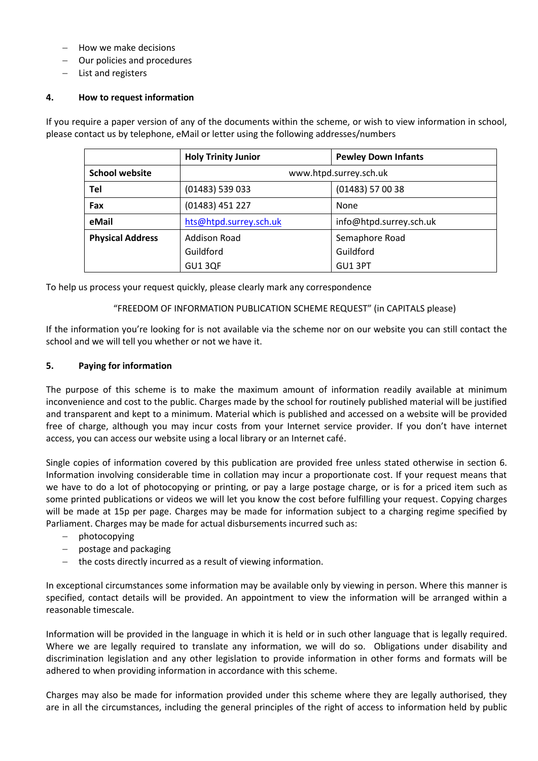- How we make decisions
- Our policies and procedures
- List and registers

## 4. How to request information

If you require a paper version of any of the documents within the scheme, or wish to view information in school, please contact us by telephone, eMail or letter using the following addresses/numbers

| | Holy Trinity Junior | Pewley Down Infants |
|---|---|---|
| **School website** | www.htpd.surrey.sch.uk | |
| **Tel** | (01483) 539 033 | (01483) 57 00 38 |
| **Fax** | (01483) 451 227 | None |
| **eMail** | hts@htpd.surrey.sch.uk | info@htpd.surrey.sch.uk |
| **Physical Address** | Addison Road<br>Guildford<br>GU1 3QF | Semaphore Road<br>Guildford<br>GU1 3PT |

To help us process your request quickly, please clearly mark any correspondence

"FREEDOM OF INFORMATION PUBLICATION SCHEME REQUEST" (in CAPITALS please)

If the information you're looking for is not available via the scheme nor on our website you can still contact the school and we will tell you whether or not we have it.

## 5. Paying for information

The purpose of this scheme is to make the maximum amount of information readily available at minimum inconvenience and cost to the public. Charges made by the school for routinely published material will be justified and transparent and kept to a minimum. Material which is published and accessed on a website will be provided free of charge, although you may incur costs from your Internet service provider. If you don't have internet access, you can access our website using a local library or an Internet café.

Single copies of information covered by this publication are provided free unless stated otherwise in section 6. Information involving considerable time in collation may incur a proportionate cost. If your request means that we have to do a lot of photocopying or printing, or pay a large postage charge, or is for a priced item such as some printed publications or videos we will let you know the cost before fulfilling your request. Copying charges will be made at 15p per page. Charges may be made for information subject to a charging regime specified by Parliament. Charges may be made for actual disbursements incurred such as:

- photocopying
- postage and packaging
- the costs directly incurred as a result of viewing information.

In exceptional circumstances some information may be available only by viewing in person. Where this manner is specified, contact details will be provided. An appointment to view the information will be arranged within a reasonable timescale.

Information will be provided in the language in which it is held or in such other language that is legally required. Where we are legally required to translate any information, we will do so. Obligations under disability and discrimination legislation and any other legislation to provide information in other forms and formats will be adhered to when providing information in accordance with this scheme.

Charges may also be made for information provided under this scheme where they are legally authorised, they are in all the circumstances, including the general principles of the right of access to information held by public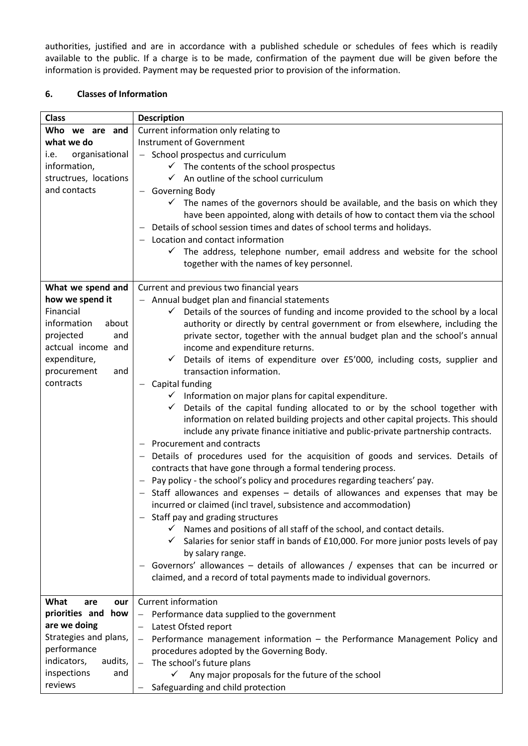authorities, justified and are in accordance with a published schedule or schedules of fees which is readily available to the public. If a charge is to be made, confirmation of the payment due will be given before the information is provided. Payment may be requested prior to provision of the information.

## 6. Classes of Information

| Class | Description |
| --- | --- |
| **Who we are and what we do**<br>i.e. organisational information, structrues, locations and contacts | Current information only relating to<br>Instrument of Government<br>– School prospectus and curriculum<br>&nbsp;&nbsp;&nbsp;&nbsp;✓ The contents of the school prospectus<br>&nbsp;&nbsp;&nbsp;&nbsp;✓ An outline of the school curriculum<br>– Governing Body<br>&nbsp;&nbsp;&nbsp;&nbsp;✓ The names of the governors should be available, and the basis on which they have been appointed, along with details of how to contact them via the school<br>– Details of school session times and dates of school terms and holidays.<br>– Location and contact information<br>&nbsp;&nbsp;&nbsp;&nbsp;✓ The address, telephone number, email address and website for the school together with the names of key personnel. |
| **What we spend and how we spend it**<br>Financial information about projected and actcual income and expenditure, procurement and contracts | Current and previous two financial years<br>– Annual budget plan and financial statements<br>&nbsp;&nbsp;&nbsp;&nbsp;✓ Details of the sources of funding and income provided to the school by a local authority or directly by central government or from elsewhere, including the private sector, together with the annual budget plan and the school's annual income and expenditure returns.<br>&nbsp;&nbsp;&nbsp;&nbsp;✓ Details of items of expenditure over £5'000, including costs, supplier and transaction information.<br>– Capital funding<br>&nbsp;&nbsp;&nbsp;&nbsp;✓ Information on major plans for capital expenditure.<br>&nbsp;&nbsp;&nbsp;&nbsp;✓ Details of the capital funding allocated to or by the school together with information on related building projects and other capital projects. This should include any private finance initiative and public-private partnership contracts.<br>– Procurement and contracts<br>– Details of procedures used for the acquisition of goods and services. Details of contracts that have gone through a formal tendering process.<br>– Pay policy - the school's policy and procedures regarding teachers' pay.<br>– Staff allowances and expenses – details of allowances and expenses that may be incurred or claimed (incl travel, subsistence and accommodation)<br>– Staff pay and grading structures<br>&nbsp;&nbsp;&nbsp;&nbsp;✓ Names and positions of all staff of the school, and contact details.<br>&nbsp;&nbsp;&nbsp;&nbsp;✓ Salaries for senior staff in bands of £10,000. For more junior posts levels of pay by salary range.<br>– Governors' allowances – details of allowances / expenses that can be incurred or claimed, and a record of total payments made to individual governors. |
| **What are our priorities and how are we doing**<br>Strategies and plans, performance indicators, audits, inspections and reviews | Current information<br>– Performance data supplied to the government<br>– Latest Ofsted report<br>– Performance management information – the Performance Management Policy and procedures adopted by the Governing Body.<br>– The school's future plans<br>&nbsp;&nbsp;&nbsp;&nbsp;✓ Any major proposals for the future of the school<br>– Safeguarding and child protection |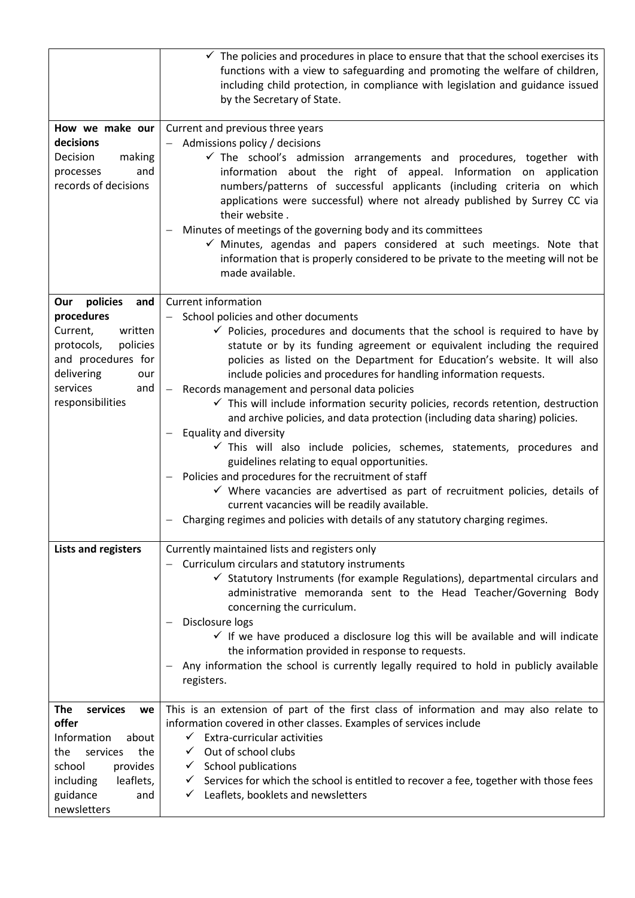| | |
|---|---|
| | ✓ The policies and procedures in place to ensure that that the school exercises its functions with a view to safeguarding and promoting the welfare of children, including child protection, in compliance with legislation and guidance issued by the Secretary of State. |
| **How we make our decisions**<br>Decision making processes and records of decisions | Current and previous three years<br>– Admissions policy / decisions<br>✓ The school's admission arrangements and procedures, together with information about the right of appeal. Information on application numbers/patterns of successful applicants (including criteria on which applications were successful) where not already published by Surrey CC via their website .<br>– Minutes of meetings of the governing body and its committees<br>✓ Minutes, agendas and papers considered at such meetings. Note that information that is properly considered to be private to the meeting will not be made available. |
| **Our policies and procedures**<br>Current, written protocols, policies and procedures for delivering our services and responsibilities | Current information<br>– School policies and other documents<br>✓ Policies, procedures and documents that the school is required to have by statute or by its funding agreement or equivalent including the required policies as listed on the Department for Education's website. It will also include policies and procedures for handling information requests.<br>– Records management and personal data policies<br>✓ This will include information security policies, records retention, destruction and archive policies, and data protection (including data sharing) policies.<br>– Equality and diversity<br>✓ This will also include policies, schemes, statements, procedures and guidelines relating to equal opportunities.<br>– Policies and procedures for the recruitment of staff<br>✓ Where vacancies are advertised as part of recruitment policies, details of current vacancies will be readily available.<br>– Charging regimes and policies with details of any statutory charging regimes. |
| **Lists and registers** | Currently maintained lists and registers only<br>– Curriculum circulars and statutory instruments<br>✓ Statutory Instruments (for example Regulations), departmental circulars and administrative memoranda sent to the Head Teacher/Governing Body concerning the curriculum.<br>– Disclosure logs<br>✓ If we have produced a disclosure log this will be available and will indicate the information provided in response to requests.<br>– Any information the school is currently legally required to hold in publicly available registers. |
| **The services we offer**<br>Information about the services the school provides including leaflets, guidance and newsletters | This is an extension of part of the first class of information and may also relate to information covered in other classes. Examples of services include<br>✓ Extra-curricular activities<br>✓ Out of school clubs<br>✓ School publications<br>✓ Services for which the school is entitled to recover a fee, together with those fees<br>✓ Leaflets, booklets and newsletters |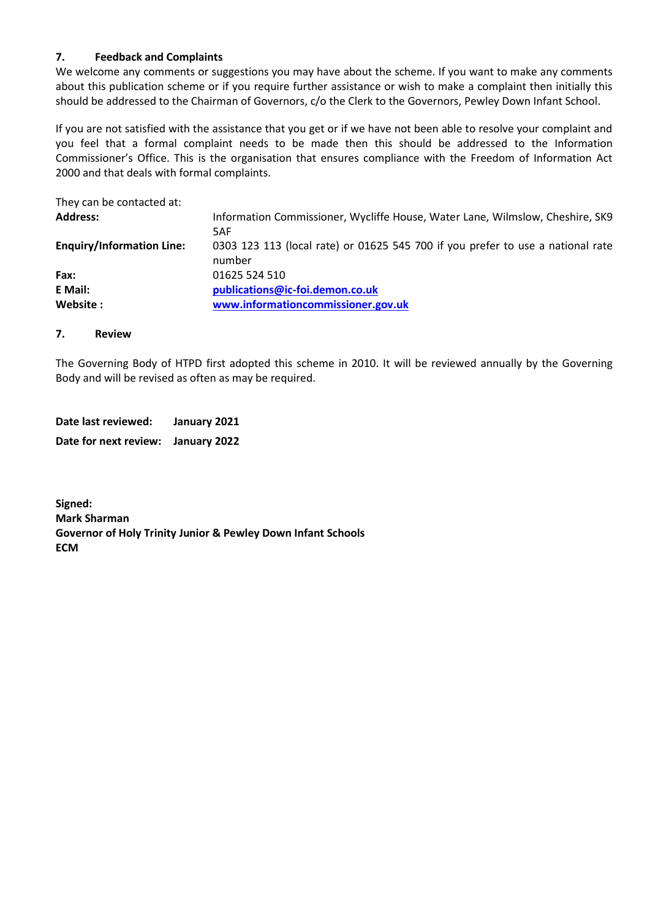## 7. Feedback and Complaints

We welcome any comments or suggestions you may have about the scheme. If you want to make any comments about this publication scheme or if you require further assistance or wish to make a complaint then initially this should be addressed to the Chairman of Governors, c/o the Clerk to the Governors, Pewley Down Infant School.

If you are not satisfied with the assistance that you get or if we have not been able to resolve your complaint and you feel that a formal complaint needs to be made then this should be addressed to the Information Commissioner's Office. This is the organisation that ensures compliance with the Freedom of Information Act 2000 and that deals with formal complaints.

They can be contacted at:

| | |
|---|---|
| **Address:** | Information Commissioner, Wycliffe House, Water Lane, Wilmslow, Cheshire, SK9 5AF |
| **Enquiry/Information Line:** | 0303 123 113 (local rate) or 01625 545 700 if you prefer to use a national rate number |
| **Fax:** | 01625 524 510 |
| **E Mail:** | **publications@ic-foi.demon.co.uk** |
| **Website :** | **www.informationcommissioner.gov.uk** |

## 7. Review

The Governing Body of HTPD first adopted this scheme in 2010. It will be reviewed annually by the Governing Body and will be revised as often as may be required.

**Date last reviewed: January 2021**

**Date for next review: January 2022**

**Signed:**
**Mark Sharman**
**Governor of Holy Trinity Junior & Pewley Down Infant Schools**
**ECM**